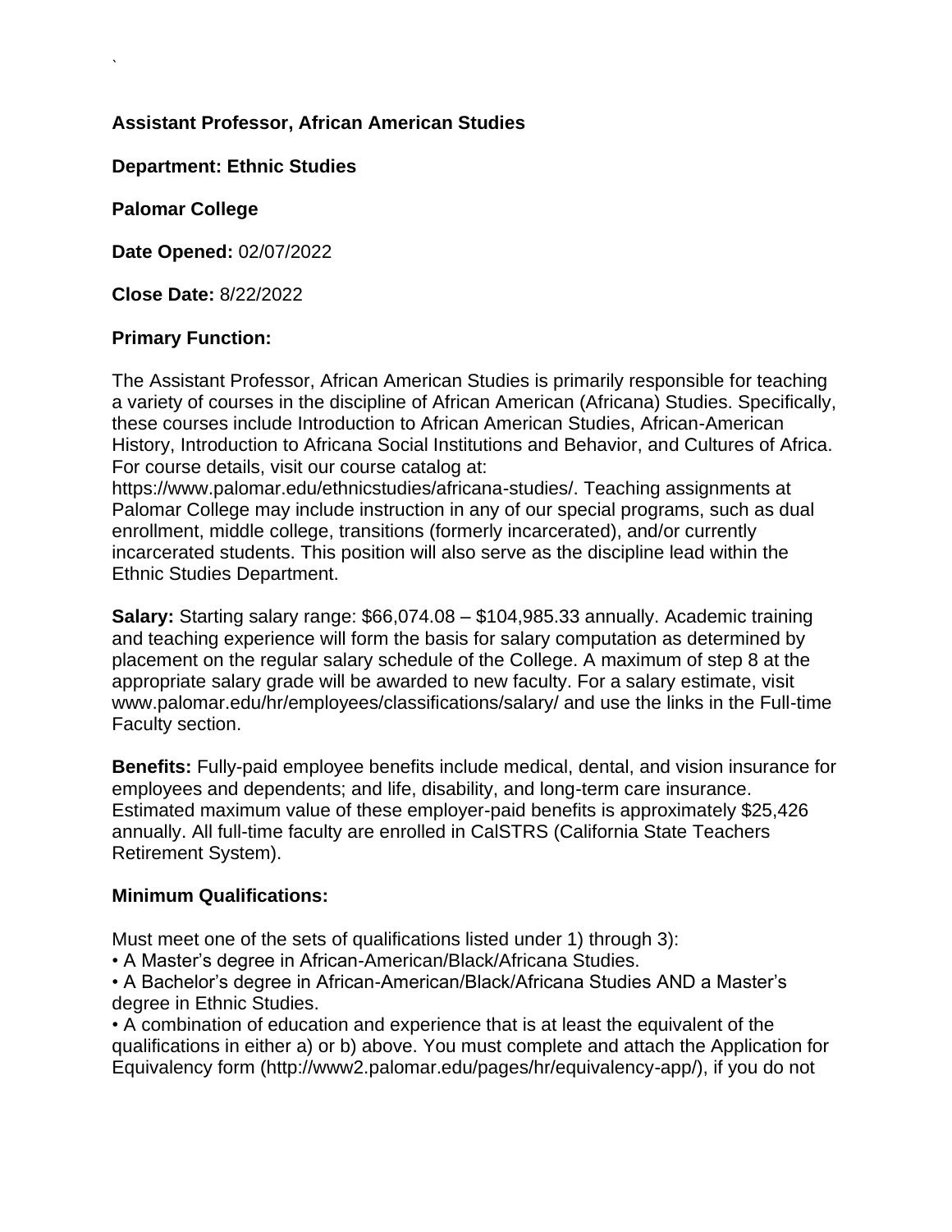`

**Assistant Professor, African American Studies**

**Department: Ethnic Studies**

**Palomar College**

**Date Opened:** 02/07/2022

**Close Date:** 8/22/2022

**Primary Function:**

The Assistant Professor, African American Studies is primarily responsible for teaching a variety of courses in the discipline of African American (Africana) Studies. Specifically, these courses include Introduction to African American Studies, African-American History, Introduction to Africana Social Institutions and Behavior, and Cultures of Africa. For course details, visit our course catalog at: https://www.palomar.edu/ethnicstudies/africana-studies/. Teaching assignments at Palomar College may include instruction in any of our special programs, such as dual enrollment, middle college, transitions (formerly incarcerated), and/or currently incarcerated students. This position will also serve as the discipline lead within the Ethnic Studies Department.

**Salary:** Starting salary range: $66,074.08 – $104,985.33 annually. Academic training and teaching experience will form the basis for salary computation as determined by placement on the regular salary schedule of the College. A maximum of step 8 at the appropriate salary grade will be awarded to new faculty. For a salary estimate, visit www.palomar.edu/hr/employees/classifications/salary/ and use the links in the Full-time Faculty section.

**Benefits:** Fully-paid employee benefits include medical, dental, and vision insurance for employees and dependents; and life, disability, and long-term care insurance. Estimated maximum value of these employer-paid benefits is approximately $25,426 annually. All full-time faculty are enrolled in CalSTRS (California State Teachers Retirement System).

**Minimum Qualifications:**

Must meet one of the sets of qualifications listed under 1) through 3):

- A Master's degree in African-American/Black/Africana Studies.
- A Bachelor's degree in African-American/Black/Africana Studies AND a Master's degree in Ethnic Studies.
- A combination of education and experience that is at least the equivalent of the qualifications in either a) or b) above. You must complete and attach the Application for Equivalency form (http://www2.palomar.edu/pages/hr/equivalency-app/), if you do not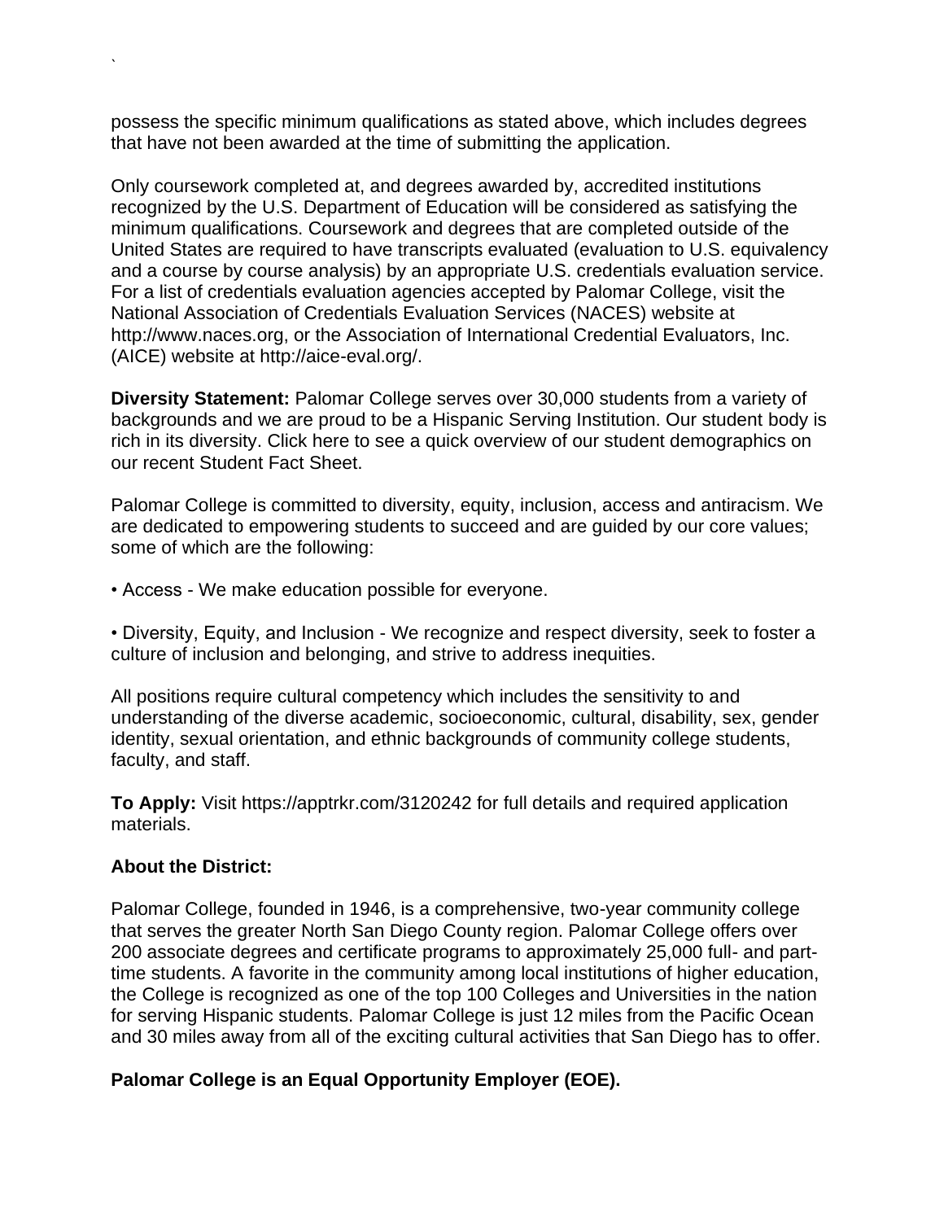possess the specific minimum qualifications as stated above, which includes degrees that have not been awarded at the time of submitting the application.

Only coursework completed at, and degrees awarded by, accredited institutions recognized by the U.S. Department of Education will be considered as satisfying the minimum qualifications. Coursework and degrees that are completed outside of the United States are required to have transcripts evaluated (evaluation to U.S. equivalency and a course by course analysis) by an appropriate U.S. credentials evaluation service. For a list of credentials evaluation agencies accepted by Palomar College, visit the National Association of Credentials Evaluation Services (NACES) website at http://www.naces.org, or the Association of International Credential Evaluators, Inc. (AICE) website at http://aice-eval.org/.

**Diversity Statement:** Palomar College serves over 30,000 students from a variety of backgrounds and we are proud to be a Hispanic Serving Institution. Our student body is rich in its diversity. Click here to see a quick overview of our student demographics on our recent Student Fact Sheet.

Palomar College is committed to diversity, equity, inclusion, access and antiracism. We are dedicated to empowering students to succeed and are guided by our core values; some of which are the following:

• Access - We make education possible for everyone.

• Diversity, Equity, and Inclusion - We recognize and respect diversity, seek to foster a culture of inclusion and belonging, and strive to address inequities.

All positions require cultural competency which includes the sensitivity to and understanding of the diverse academic, socioeconomic, cultural, disability, sex, gender identity, sexual orientation, and ethnic backgrounds of community college students, faculty, and staff.

**To Apply:** Visit https://apptrkr.com/3120242 for full details and required application materials.

**About the District:**

Palomar College, founded in 1946, is a comprehensive, two-year community college that serves the greater North San Diego County region. Palomar College offers over 200 associate degrees and certificate programs to approximately 25,000 full- and part-time students. A favorite in the community among local institutions of higher education, the College is recognized as one of the top 100 Colleges and Universities in the nation for serving Hispanic students. Palomar College is just 12 miles from the Pacific Ocean and 30 miles away from all of the exciting cultural activities that San Diego has to offer.

**Palomar College is an Equal Opportunity Employer (EOE).**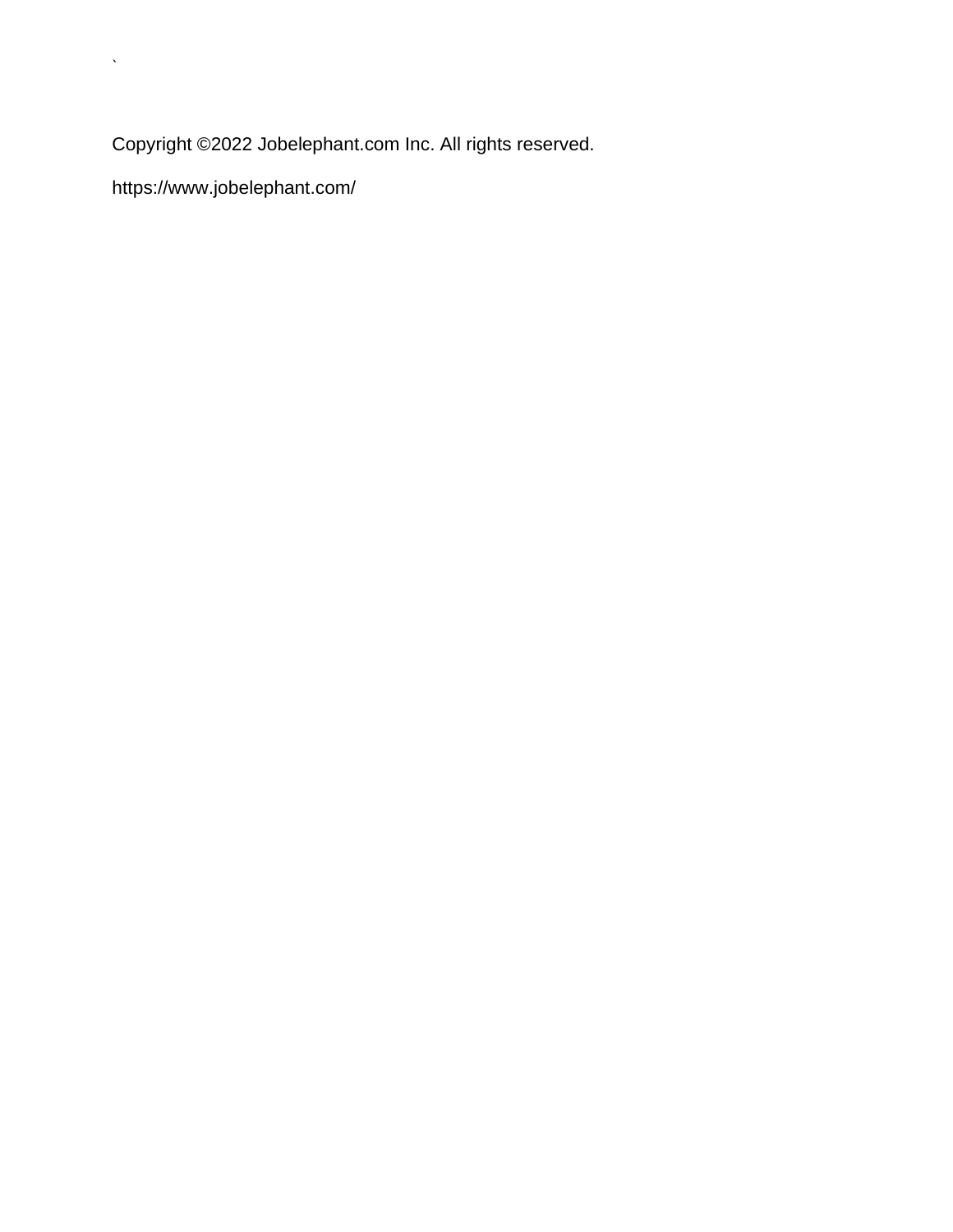`

Copyright ©2022 Jobelephant.com Inc. All rights reserved.

https://www.jobelephant.com/